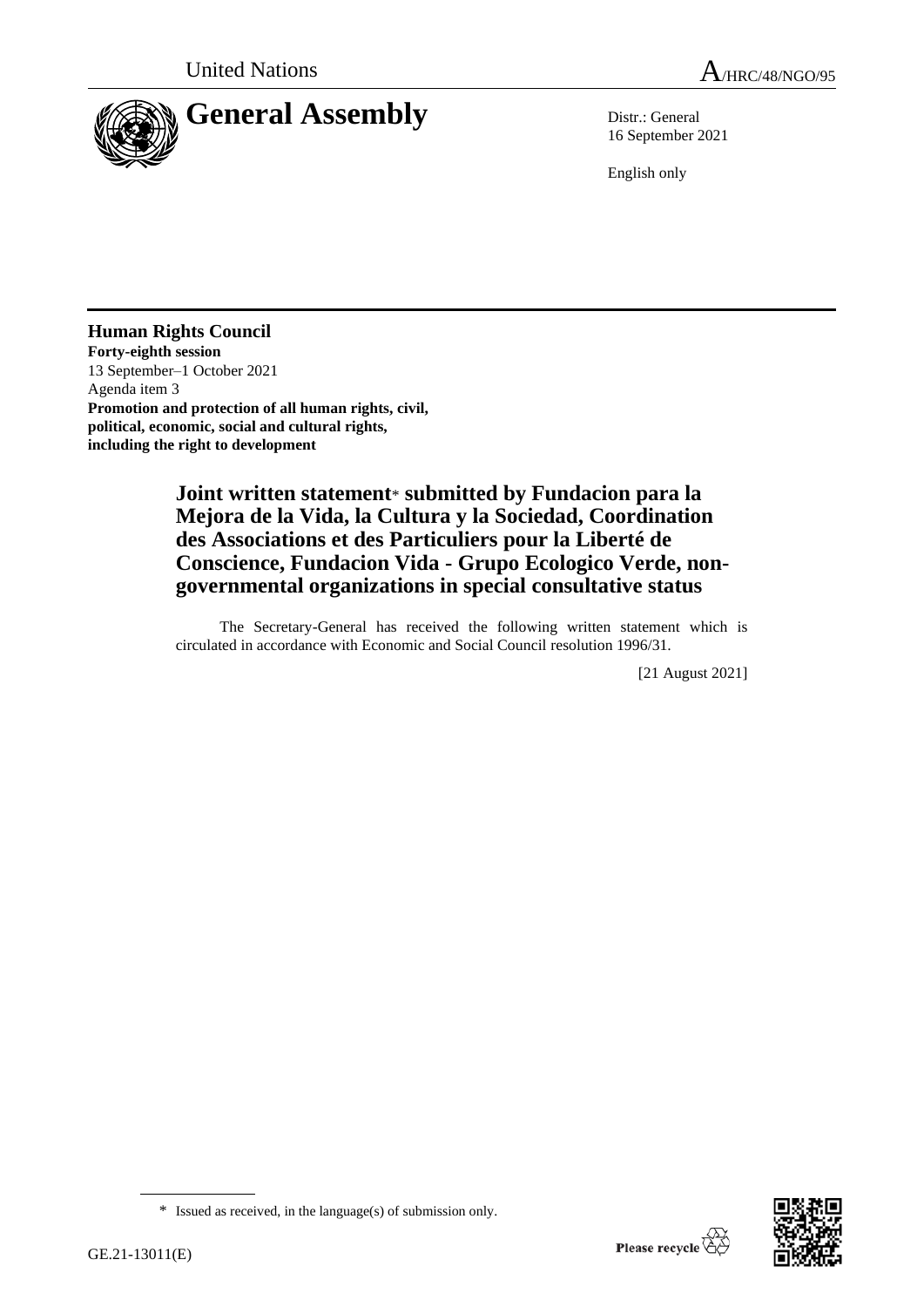United Nations A/HRC/48/NGO/95

# General Assembly

Distr.: General
16 September 2021

English only

**Human Rights Council**
**Forty-eighth session**
13 September–1 October 2021
Agenda item 3
**Promotion and protection of all human rights, civil, political, economic, social and cultural rights, including the right to development**

## Joint written statement* submitted by Fundacion para la Mejora de la Vida, la Cultura y la Sociedad, Coordination des Associations et des Particuliers pour la Liberté de Conscience, Fundacion Vida - Grupo Ecologico Verde, non-governmental organizations in special consultative status

The Secretary-General has received the following written statement which is circulated in accordance with Economic and Social Council resolution 1996/31.

[21 August 2021]

\* Issued as received, in the language(s) of submission only.

GE.21-13011(E)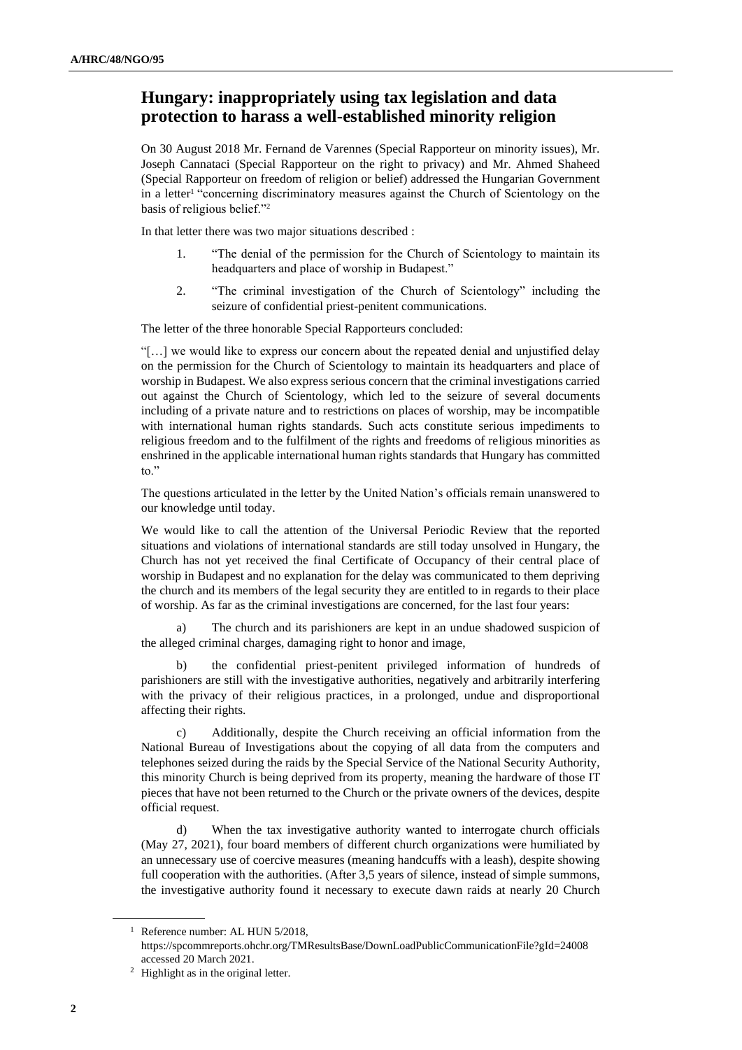## Hungary: inappropriately using tax legislation and data protection to harass a well-established minority religion

On 30 August 2018 Mr. Fernand de Varennes (Special Rapporteur on minority issues), Mr. Joseph Cannataci (Special Rapporteur on the right to privacy) and Mr. Ahmed Shaheed (Special Rapporteur on freedom of religion or belief) addressed the Hungarian Government in a letter[1] "concerning discriminatory measures against the Church of Scientology on the basis of religious belief."[2]

In that letter there was two major situations described :

1. "The denial of the permission for the Church of Scientology to maintain its headquarters and place of worship in Budapest."
2. "The criminal investigation of the Church of Scientology" including the seizure of confidential priest-penitent communications.

The letter of the three honorable Special Rapporteurs concluded:

"[…] we would like to express our concern about the repeated denial and unjustified delay on the permission for the Church of Scientology to maintain its headquarters and place of worship in Budapest. We also express serious concern that the criminal investigations carried out against the Church of Scientology, which led to the seizure of several documents including of a private nature and to restrictions on places of worship, may be incompatible with international human rights standards. Such acts constitute serious impediments to religious freedom and to the fulfilment of the rights and freedoms of religious minorities as enshrined in the applicable international human rights standards that Hungary has committed to."

The questions articulated in the letter by the United Nation's officials remain unanswered to our knowledge until today.

We would like to call the attention of the Universal Periodic Review that the reported situations and violations of international standards are still today unsolved in Hungary, the Church has not yet received the final Certificate of Occupancy of their central place of worship in Budapest and no explanation for the delay was communicated to them depriving the church and its members of the legal security they are entitled to in regards to their place of worship. As far as the criminal investigations are concerned, for the last four years:

a) The church and its parishioners are kept in an undue shadowed suspicion of the alleged criminal charges, damaging right to honor and image,

b) the confidential priest-penitent privileged information of hundreds of parishioners are still with the investigative authorities, negatively and arbitrarily interfering with the privacy of their religious practices, in a prolonged, undue and disproportional affecting their rights.

c) Additionally, despite the Church receiving an official information from the National Bureau of Investigations about the copying of all data from the computers and telephones seized during the raids by the Special Service of the National Security Authority, this minority Church is being deprived from its property, meaning the hardware of those IT pieces that have not been returned to the Church or the private owners of the devices, despite official request.

d) When the tax investigative authority wanted to interrogate church officials (May 27, 2021), four board members of different church organizations were humiliated by an unnecessary use of coercive measures (meaning handcuffs with a leash), despite showing full cooperation with the authorities. (After 3,5 years of silence, instead of simple summons, the investigative authority found it necessary to execute dawn raids at nearly 20 Church

[1] Reference number: AL HUN 5/2018, https://spcommreports.ohchr.org/TMResultsBase/DownLoadPublicCommunicationFile?gId=24008 accessed 20 March 2021.

[2] Highlight as in the original letter.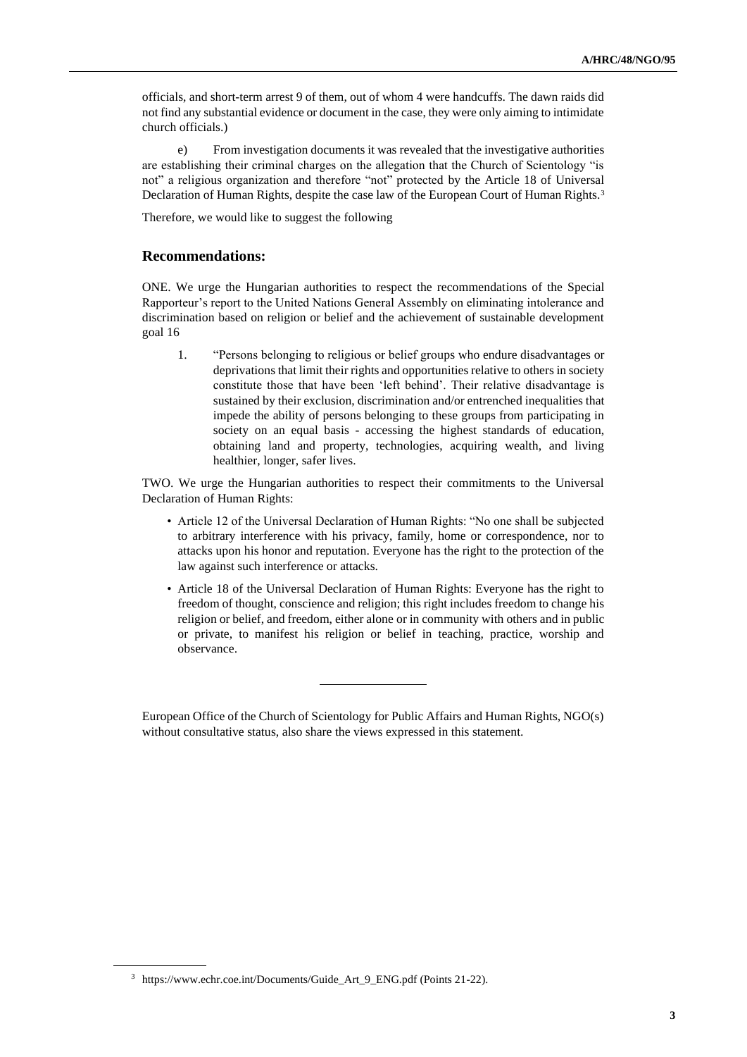officials, and short-term arrest 9 of them, out of whom 4 were handcuffs. The dawn raids did not find any substantial evidence or document in the case, they were only aiming to intimidate church officials.)

e) From investigation documents it was revealed that the investigative authorities are establishing their criminal charges on the allegation that the Church of Scientology "is not" a religious organization and therefore "not" protected by the Article 18 of Universal Declaration of Human Rights, despite the case law of the European Court of Human Rights.[3]

Therefore, we would like to suggest the following

## Recommendations:

ONE. We urge the Hungarian authorities to respect the recommendations of the Special Rapporteur's report to the United Nations General Assembly on eliminating intolerance and discrimination based on religion or belief and the achievement of sustainable development goal 16

1. "Persons belonging to religious or belief groups who endure disadvantages or deprivations that limit their rights and opportunities relative to others in society constitute those that have been 'left behind'. Their relative disadvantage is sustained by their exclusion, discrimination and/or entrenched inequalities that impede the ability of persons belonging to these groups from participating in society on an equal basis - accessing the highest standards of education, obtaining land and property, technologies, acquiring wealth, and living healthier, longer, safer lives.

TWO. We urge the Hungarian authorities to respect their commitments to the Universal Declaration of Human Rights:

- Article 12 of the Universal Declaration of Human Rights: "No one shall be subjected to arbitrary interference with his privacy, family, home or correspondence, nor to attacks upon his honor and reputation. Everyone has the right to the protection of the law against such interference or attacks.
- Article 18 of the Universal Declaration of Human Rights: Everyone has the right to freedom of thought, conscience and religion; this right includes freedom to change his religion or belief, and freedom, either alone or in community with others and in public or private, to manifest his religion or belief in teaching, practice, worship and observance.

---

European Office of the Church of Scientology for Public Affairs and Human Rights, NGO(s) without consultative status, also share the views expressed in this statement.

[3] https://www.echr.coe.int/Documents/Guide_Art_9_ENG.pdf (Points 21-22).